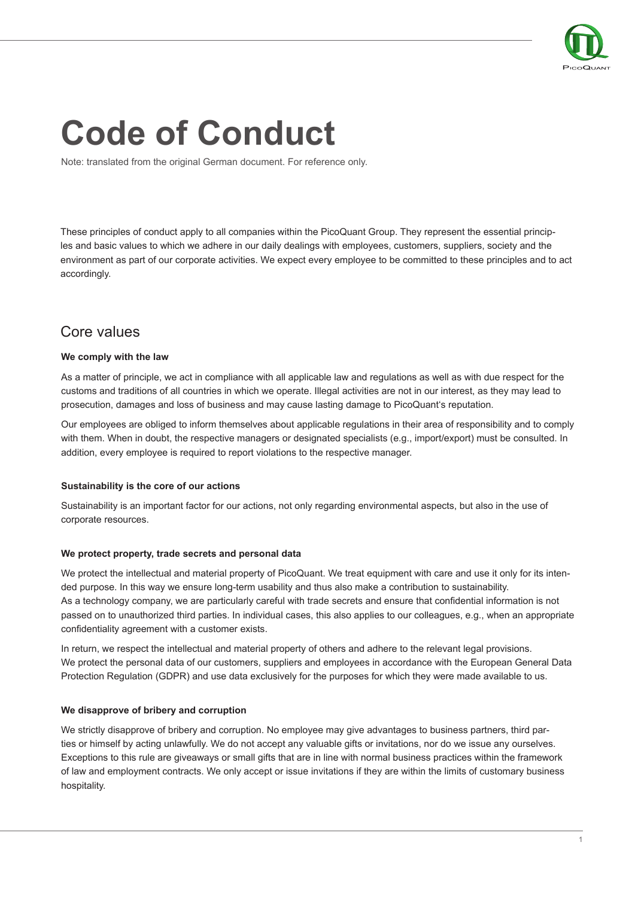# Code of Conduct

Note: translated from the original German document. For reference only.

These principles of conduct apply to all companies within the PicoQuant Group. They represent the essential principles and basic values to which we adhere in our daily dealings with employees, customers, suppliers, society and the environment as part of our corporate activities. We expect every employee to be committed to these principles and to act accordingly.

## Core values

**We comply with the law**

As a matter of principle, we act in compliance with all applicable law and regulations as well as with due respect for the customs and traditions of all countries in which we operate. Illegal activities are not in our interest, as they may lead to prosecution, damages and loss of business and may cause lasting damage to PicoQuant's reputation.

Our employees are obliged to inform themselves about applicable regulations in their area of responsibility and to comply with them. When in doubt, the respective managers or designated specialists (e.g., import/export) must be consulted. In addition, every employee is required to report violations to the respective manager.

**Sustainability is the core of our actions**

Sustainability is an important factor for our actions, not only regarding environmental aspects, but also in the use of corporate resources.

**We protect property, trade secrets and personal data**

We protect the intellectual and material property of PicoQuant. We treat equipment with care and use it only for its intended purpose. In this way we ensure long-term usability and thus also make a contribution to sustainability. As a technology company, we are particularly careful with trade secrets and ensure that confidential information is not passed on to unauthorized third parties. In individual cases, this also applies to our colleagues, e.g., when an appropriate confidentiality agreement with a customer exists.

In return, we respect the intellectual and material property of others and adhere to the relevant legal provisions. We protect the personal data of our customers, suppliers and employees in accordance with the European General Data Protection Regulation (GDPR) and use data exclusively for the purposes for which they were made available to us.

**We disapprove of bribery and corruption**

We strictly disapprove of bribery and corruption. No employee may give advantages to business partners, third parties or himself by acting unlawfully. We do not accept any valuable gifts or invitations, nor do we issue any ourselves. Exceptions to this rule are giveaways or small gifts that are in line with normal business practices within the framework of law and employment contracts. We only accept or issue invitations if they are within the limits of customary business hospitality.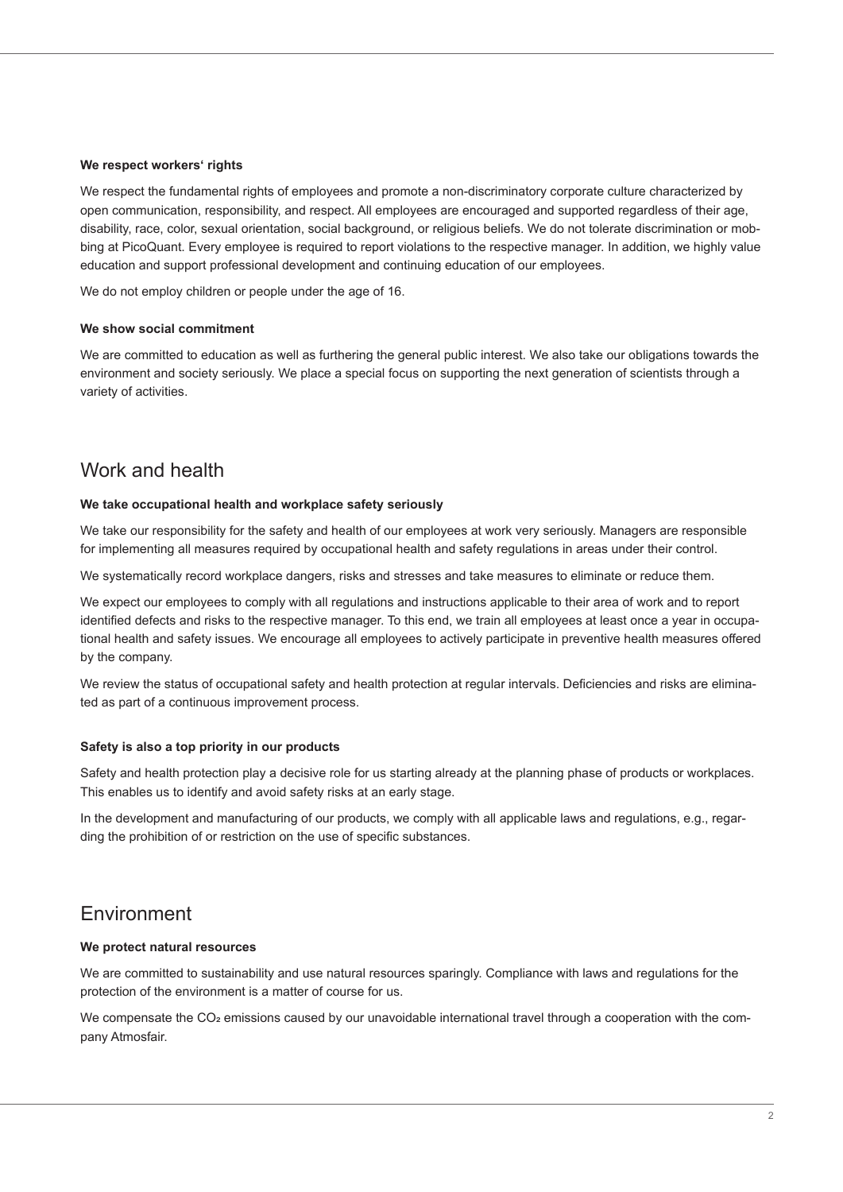**We respect workers' rights**

We respect the fundamental rights of employees and promote a non-discriminatory corporate culture characterized by open communication, responsibility, and respect. All employees are encouraged and supported regardless of their age, disability, race, color, sexual orientation, social background, or religious beliefs. We do not tolerate discrimination or mobbing at PicoQuant. Every employee is required to report violations to the respective manager. In addition, we highly value education and support professional development and continuing education of our employees.

We do not employ children or people under the age of 16.

**We show social commitment**

We are committed to education as well as furthering the general public interest. We also take our obligations towards the environment and society seriously. We place a special focus on supporting the next generation of scientists through a variety of activities.

## Work and health

**We take occupational health and workplace safety seriously**

We take our responsibility for the safety and health of our employees at work very seriously. Managers are responsible for implementing all measures required by occupational health and safety regulations in areas under their control.

We systematically record workplace dangers, risks and stresses and take measures to eliminate or reduce them.

We expect our employees to comply with all regulations and instructions applicable to their area of work and to report identified defects and risks to the respective manager. To this end, we train all employees at least once a year in occupational health and safety issues. We encourage all employees to actively participate in preventive health measures offered by the company.

We review the status of occupational safety and health protection at regular intervals. Deficiencies and risks are eliminated as part of a continuous improvement process.

**Safety is also a top priority in our products**

Safety and health protection play a decisive role for us starting already at the planning phase of products or workplaces. This enables us to identify and avoid safety risks at an early stage.

In the development and manufacturing of our products, we comply with all applicable laws and regulations, e.g., regarding the prohibition of or restriction on the use of specific substances.

## Environment

**We protect natural resources**

We are committed to sustainability and use natural resources sparingly. Compliance with laws and regulations for the protection of the environment is a matter of course for us.

We compensate the $CO_2$ emissions caused by our unavoidable international travel through a cooperation with the company Atmosfair.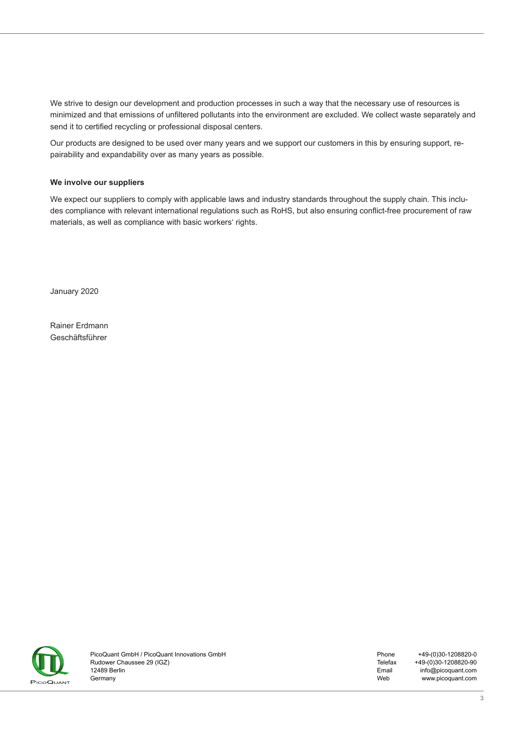We strive to design our development and production processes in such a way that the necessary use of resources is minimized and that emissions of unfiltered pollutants into the environment are excluded. We collect waste separately and send it to certified recycling or professional disposal centers.

Our products are designed to be used over many years and we support our customers in this by ensuring support, repairability and expandability over as many years as possible.

**We involve our suppliers**

We expect our suppliers to comply with applicable laws and industry standards throughout the supply chain. This includes compliance with relevant international regulations such as RoHS, but also ensuring conflict-free procurement of raw materials, as well as compliance with basic workers' rights.

January 2020

Rainer Erdmann
Geschäftsführer